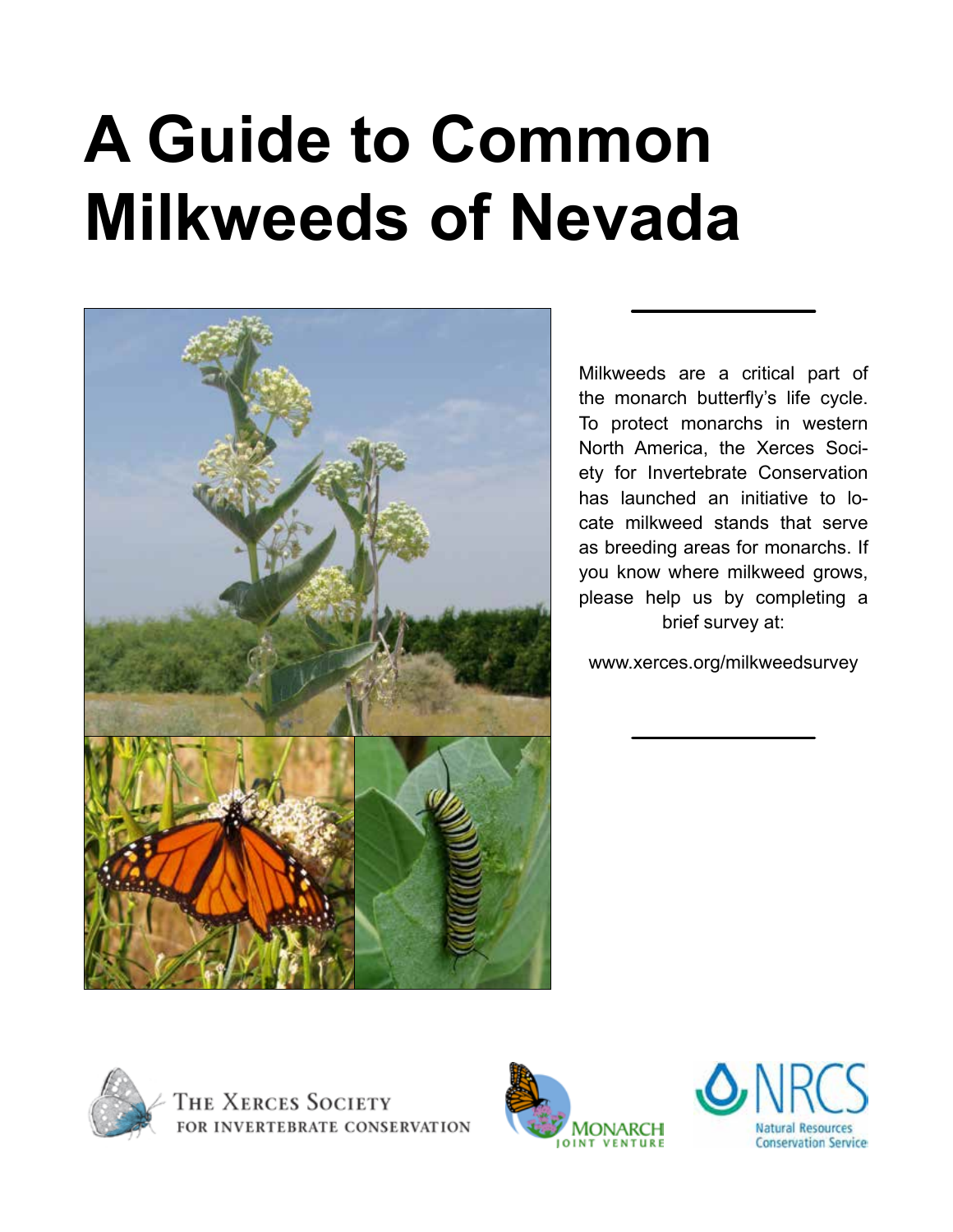# A Guide to Common Milkweeds of Nevada

Milkweeds are a critical part of the monarch butterfly's life cycle. To protect monarchs in western North America, the Xerces Society for Invertebrate Conservation has launched an initiative to locate milkweed stands that serve as breeding areas for monarchs. If you know where milkweed grows, please help us by completing a brief survey at:

www.xerces.org/milkweedsurvey

The Xerces Society for Invertebrate Conservation

Monarch Joint Venture

NRCS Natural Resources Conservation Service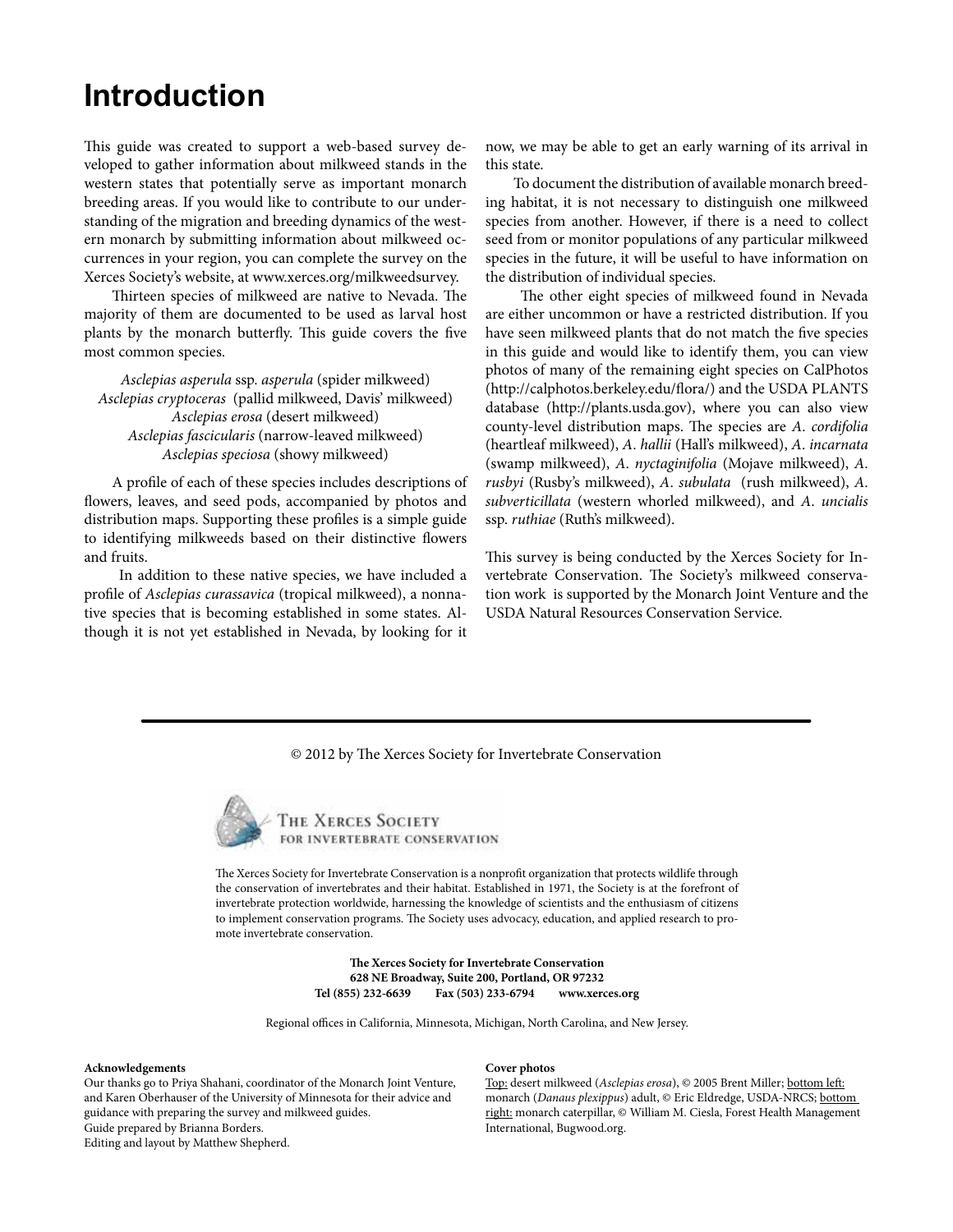# Introduction

This guide was created to support a web-based survey developed to gather information about milkweed stands in the western states that potentially serve as important monarch breeding areas. If you would like to contribute to our understanding of the migration and breeding dynamics of the western monarch by submitting information about milkweed occurrences in your region, you can complete the survey on the Xerces Society's website, at www.xerces.org/milkweedsurvey.

Thirteen species of milkweed are native to Nevada. The majority of them are documented to be used as larval host plants by the monarch butterfly. This guide covers the five most common species.

*Asclepias asperula* ssp. *asperula* (spider milkweed)
*Asclepias cryptoceras* (pallid milkweed, Davis' milkweed)
*Asclepias erosa* (desert milkweed)
*Asclepias fascicularis* (narrow-leaved milkweed)
*Asclepias speciosa* (showy milkweed)

A profile of each of these species includes descriptions of flowers, leaves, and seed pods, accompanied by photos and distribution maps. Supporting these profiles is a simple guide to identifying milkweeds based on their distinctive flowers and fruits.

In addition to these native species, we have included a profile of *Asclepias curassavica* (tropical milkweed), a nonnative species that is becoming established in some states. Although it is not yet established in Nevada, by looking for it now, we may be able to get an early warning of its arrival in this state.

To document the distribution of available monarch breeding habitat, it is not necessary to distinguish one milkweed species from another. However, if there is a need to collect seed from or monitor populations of any particular milkweed species in the future, it will be useful to have information on the distribution of individual species.

The other eight species of milkweed found in Nevada are either uncommon or have a restricted distribution. If you have seen milkweed plants that do not match the five species in this guide and would like to identify them, you can view photos of many of the remaining eight species on CalPhotos (http://calphotos.berkeley.edu/flora/) and the USDA PLANTS database (http://plants.usda.gov), where you can also view county-level distribution maps. The species are *A. cordifolia* (heartleaf milkweed), *A. hallii* (Hall's milkweed), *A. incarnata* (swamp milkweed), *A. nyctaginifolia* (Mojave milkweed), *A. rusbyi* (Rusby's milkweed), *A. subulata* (rush milkweed), *A. subverticillata* (western whorled milkweed), and *A. uncialis* ssp. *ruthiae* (Ruth's milkweed).

This survey is being conducted by the Xerces Society for Invertebrate Conservation. The Society's milkweed conservation work is supported by the Monarch Joint Venture and the USDA Natural Resources Conservation Service.

---

© 2012 by The Xerces Society for Invertebrate Conservation

THE XERCES SOCIETY FOR INVERTEBRATE CONSERVATION

The Xerces Society for Invertebrate Conservation is a nonprofit organization that protects wildlife through the conservation of invertebrates and their habitat. Established in 1971, the Society is at the forefront of invertebrate protection worldwide, harnessing the knowledge of scientists and the enthusiasm of citizens to implement conservation programs. The Society uses advocacy, education, and applied research to promote invertebrate conservation.

**The Xerces Society for Invertebrate Conservation**
**628 NE Broadway, Suite 200, Portland, OR 97232**
**Tel (855) 232-6639 Fax (503) 233-6794 www.xerces.org**

Regional offices in California, Minnesota, Michigan, North Carolina, and New Jersey.

**Acknowledgements**

Our thanks go to Priya Shahani, coordinator of the Monarch Joint Venture, and Karen Oberhauser of the University of Minnesota for their advice and guidance with preparing the survey and milkweed guides.
Guide prepared by Brianna Borders.
Editing and layout by Matthew Shepherd.

**Cover photos**

Top: desert milkweed (*Asclepias erosa*), © 2005 Brent Miller; bottom left: monarch (*Danaus plexippus*) adult, © Eric Eldredge, USDA-NRCS; bottom right: monarch caterpillar, © William M. Ciesla, Forest Health Management International, Bugwood.org.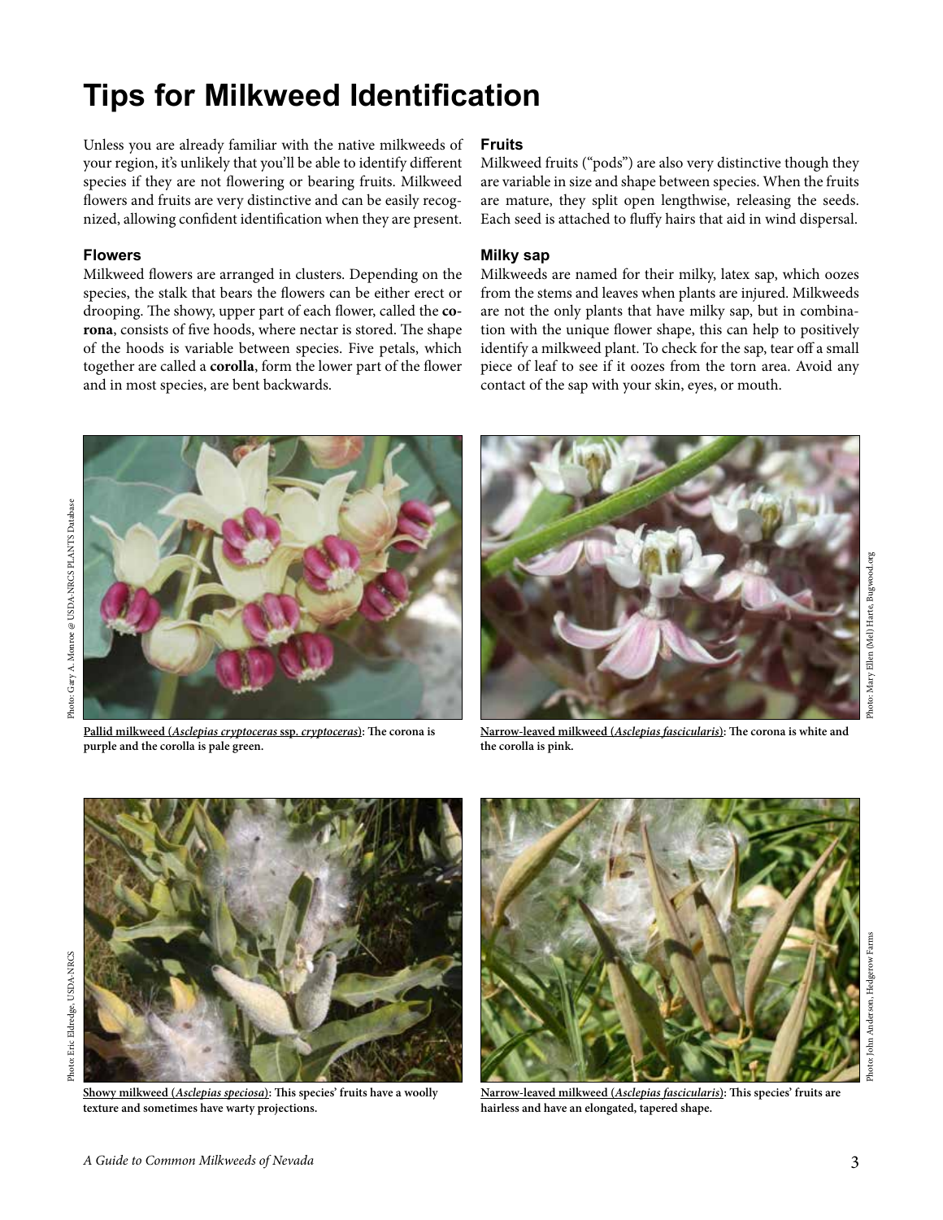# Tips for Milkweed Identification

Unless you are already familiar with the native milkweeds of your region, it's unlikely that you'll be able to identify different species if they are not flowering or bearing fruits. Milkweed flowers and fruits are very distinctive and can be easily recognized, allowing confident identification when they are present.

### Flowers

Milkweed flowers are arranged in clusters. Depending on the species, the stalk that bears the flowers can be either erect or drooping. The showy, upper part of each flower, called the **corona**, consists of five hoods, where nectar is stored. The shape of the hoods is variable between species. Five petals, which together are called a **corolla**, form the lower part of the flower and in most species, are bent backwards.

### Fruits

Milkweed fruits ("pods") are also very distinctive though they are variable in size and shape between species. When the fruits are mature, they split open lengthwise, releasing the seeds. Each seed is attached to fluffy hairs that aid in wind dispersal.

### Milky sap

Milkweeds are named for their milky, latex sap, which oozes from the stems and leaves when plants are injured. Milkweeds are not the only plants that have milky sap, but in combination with the unique flower shape, this can help to positively identify a milkweed plant. To check for the sap, tear off a small piece of leaf to see if it oozes from the torn area. Avoid any contact of the sap with your skin, eyes, or mouth.

Photo: Gary A. Monroe @ USDA-NRCS PLANTS Database

**Pallid milkweed (*Asclepias cryptoceras* ssp. *cryptoceras*): The corona is purple and the corolla is pale green.**

Photo: Mary Ellen (Mel) Harte, Bugwood.org

**Narrow-leaved milkweed (*Asclepias fascicularis*): The corona is white and the corolla is pink.**

Photo: Eric Eldredge, USDA-NRCS

**Showy milkweed (*Asclepias speciosa*): This species' fruits have a woolly texture and sometimes have warty projections.**

Photo: John Anderson, Hedgerow Farms

**Narrow-leaved milkweed (*Asclepias fascicularis*): This species' fruits are hairless and have an elongated, tapered shape.**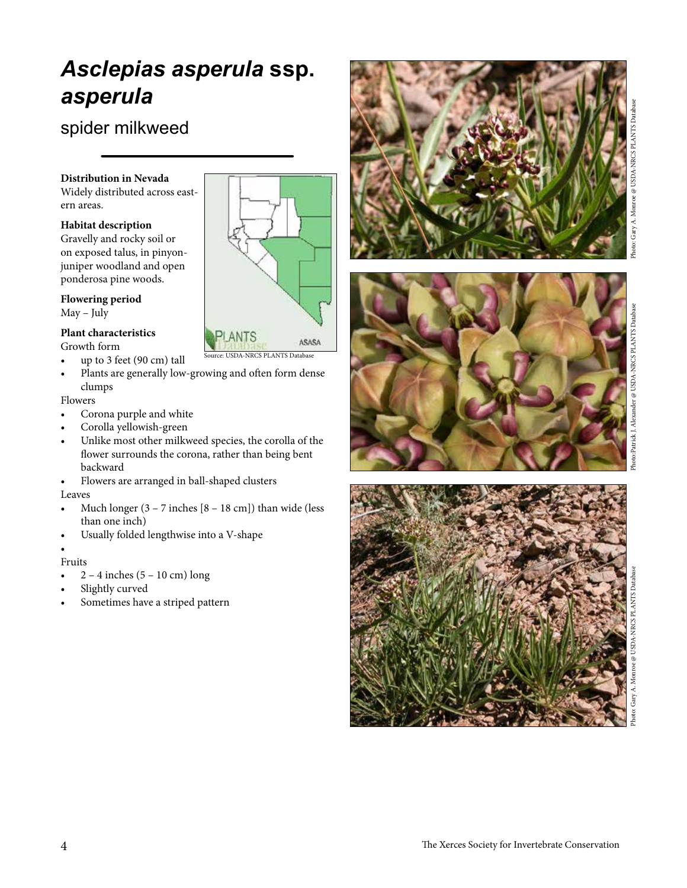# *Asclepias asperula* ssp. *asperula*

## spider milkweed

**Distribution in Nevada**
Widely distributed across eastern areas.

**Habitat description**
Gravelly and rocky soil or on exposed talus, in pinyon-juniper woodland and open ponderosa pine woods.

**Flowering period**
May – July

**Plant characteristics**

Growth form

- up to 3 feet (90 cm) tall
- Plants are generally low-growing and often form dense clumps

Flowers

- Corona purple and white
- Corolla yellowish-green
- Unlike most other milkweed species, the corolla of the flower surrounds the corona, rather than being bent backward
- Flowers are arranged in ball-shaped clusters

Leaves

- Much longer (3 – 7 inches [8 – 18 cm]) than wide (less than one inch)
- Usually folded lengthwise into a V-shape

Fruits

- 2 – 4 inches (5 – 10 cm) long
- Slightly curved
- Sometimes have a striped pattern

Source: USDA-NRCS PLANTS Database

Photo: Gary A. Monroe @ USDA-NRCS PLANTS Database

Photo: Patrick J. Alexander @ USDA-NRCS PLANTS Database

Photo: Gary A. Monroe @ USDA-NRCS PLANTS Database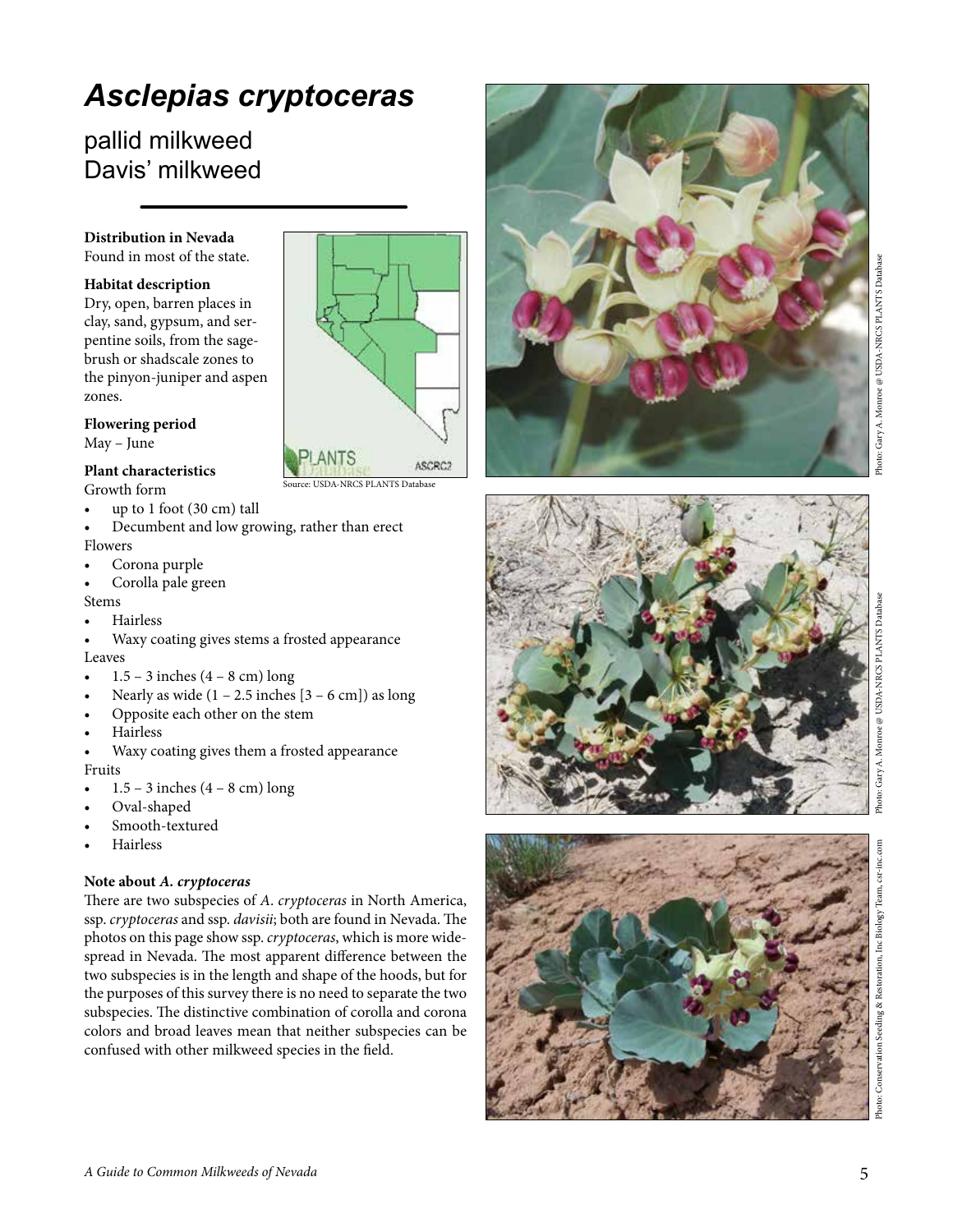# *Asclepias cryptoceras*

## pallid milkweed
## Davis' milkweed

**Distribution in Nevada**
Found in most of the state.

**Habitat description**
Dry, open, barren places in clay, sand, gypsum, and serpentine soils, from the sagebrush or shadscale zones to the pinyon-juniper and aspen zones.

**Flowering period**
May – June

Source: USDA-NRCS PLANTS Database

**Plant characteristics**

Growth form

- up to 1 foot (30 cm) tall
- Decumbent and low growing, rather than erect

Flowers

- Corona purple
- Corolla pale green

Stems

- Hairless
- Waxy coating gives stems a frosted appearance

Leaves

- 1.5 – 3 inches (4 – 8 cm) long
- Nearly as wide (1 – 2.5 inches [3 – 6 cm]) as long
- Opposite each other on the stem
- Hairless
- Waxy coating gives them a frosted appearance

Fruits

- 1.5 – 3 inches (4 – 8 cm) long
- Oval-shaped
- Smooth-textured
- Hairless

**Note about *A. cryptoceras***

There are two subspecies of *A. cryptoceras* in North America, ssp. *cryptoceras* and ssp. *davisii*; both are found in Nevada. The photos on this page show ssp. *cryptoceras*, which is more widespread in Nevada. The most apparent difference between the two subspecies is in the length and shape of the hoods, but for the purposes of this survey there is no need to separate the two subspecies. The distinctive combination of corolla and corona colors and broad leaves mean that neither subspecies can be confused with other milkweed species in the field.

Photo: Gary A. Monroe @ USDA-NRCS PLANTS Database

Photo: Gary A. Monroe @ USDA-NRCS PLANTS Database

Photo: Conservation Seeding & Restoration, Inc Biology Team, csr-inc.com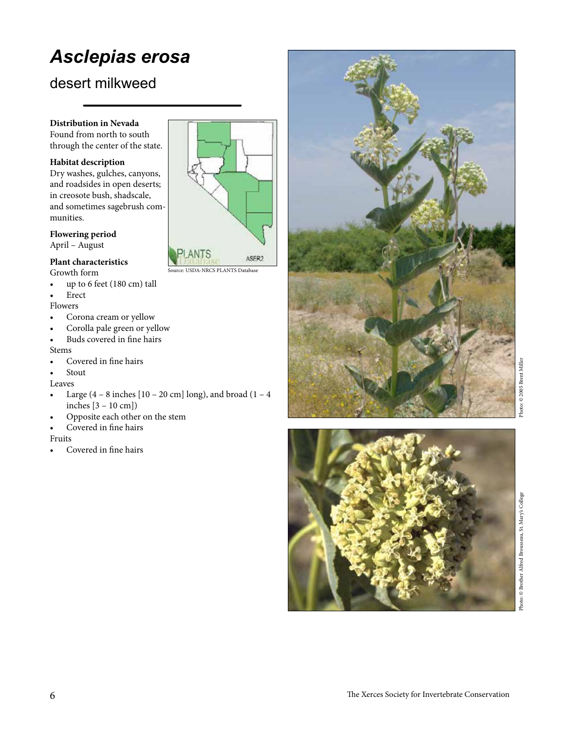# *Asclepias erosa*

## desert milkweed

**Distribution in Nevada**
Found from north to south through the center of the state.

**Habitat description**
Dry washes, gulches, canyons, and roadsides in open deserts; in creosote bush, shadscale, and sometimes sagebrush communities.

**Flowering period**
April – August

**Plant characteristics**

Growth form

- up to 6 feet (180 cm) tall
- Erect

Flowers

- Corona cream or yellow
- Corolla pale green or yellow
- Buds covered in fine hairs

Stems

- Covered in fine hairs
- Stout

Leaves

- Large (4 – 8 inches [10 – 20 cm] long), and broad (1 – 4 inches [3 – 10 cm])
- Opposite each other on the stem
- Covered in fine hairs

Fruits

- Covered in fine hairs

Source: USDA-NRCS PLANTS Database

Photo: © 2005 Brent Miller

Photo: © Brother Alfred Brousseau, St. Mary's College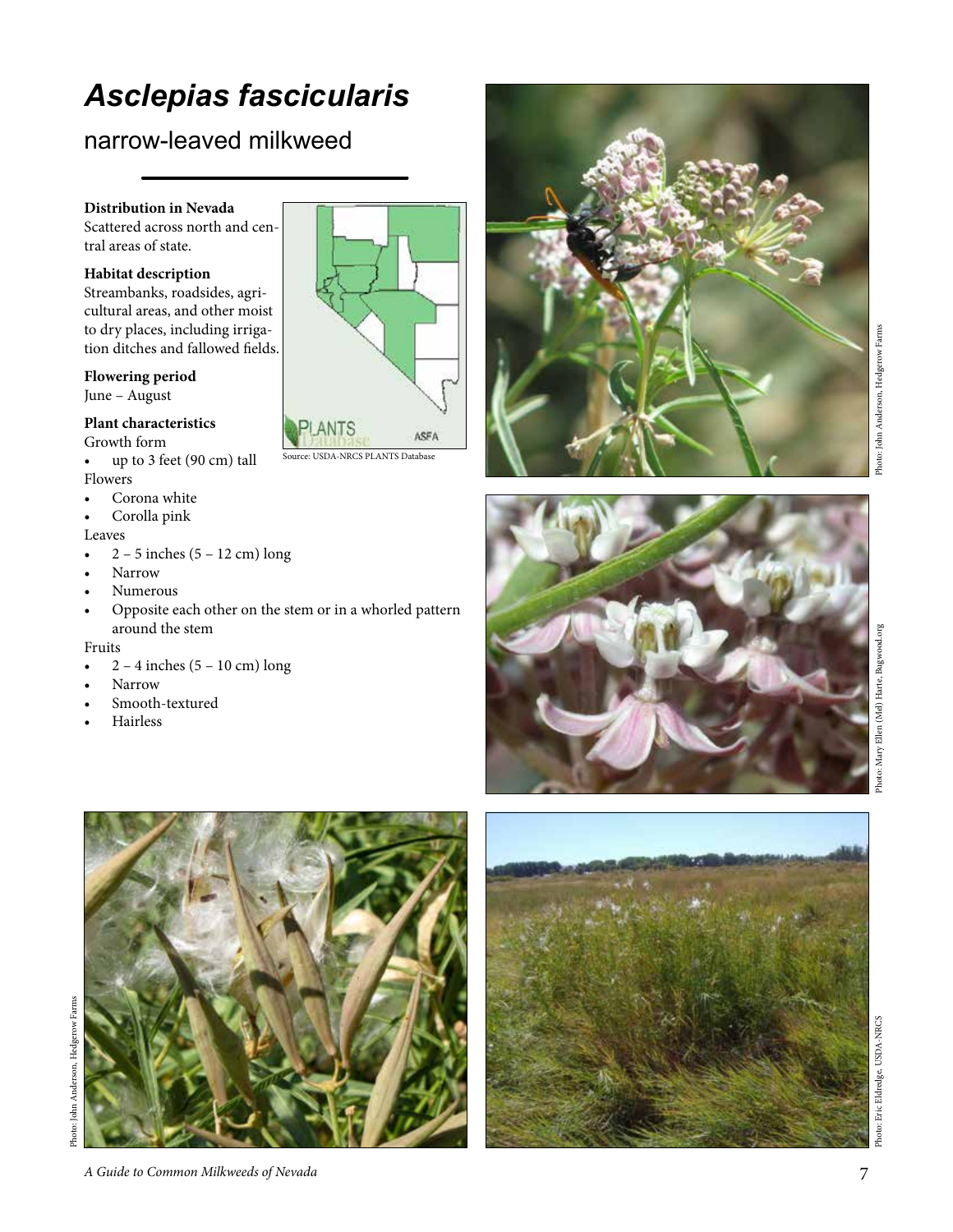# *Asclepias fascicularis*

## narrow-leaved milkweed

**Distribution in Nevada**
Scattered across north and central areas of state.

**Habitat description**
Streambanks, roadsides, agricultural areas, and other moist to dry places, including irrigation ditches and fallowed fields.

**Flowering period**
June – August

**Plant characteristics**

Growth form

- up to 3 feet (90 cm) tall

Flowers

- Corona white
- Corolla pink

Leaves

- 2 – 5 inches (5 – 12 cm) long
- Narrow
- Numerous
- Opposite each other on the stem or in a whorled pattern around the stem

Fruits

- 2 – 4 inches (5 – 10 cm) long
- Narrow
- Smooth-textured
- Hairless

Source: USDA-NRCS PLANTS Database

Photo: John Anderson, Hedgerow Farms

Photo: Mary Ellen (Mel) Harte, Bugwood.org

Photo: John Anderson, Hedgerow Farms

Photo: Eric Eldredge, USDA-NRCS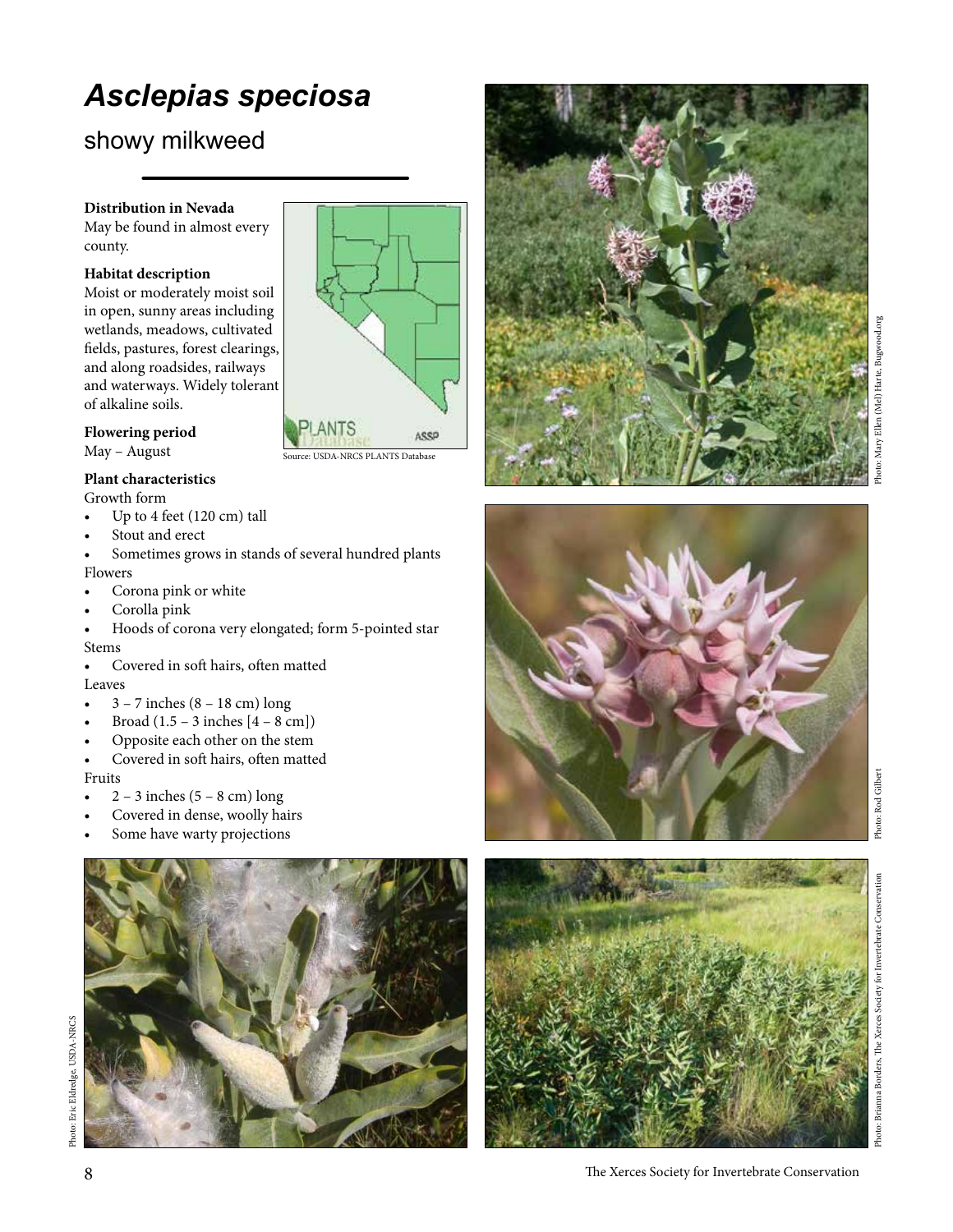# *Asclepias speciosa*

## showy milkweed

**Distribution in Nevada**
May be found in almost every county.

**Habitat description**
Moist or moderately moist soil in open, sunny areas including wetlands, meadows, cultivated fields, pastures, forest clearings, and along roadsides, railways and waterways. Widely tolerant of alkaline soils.

**Flowering period**
May – August

Source: USDA-NRCS PLANTS Database

**Plant characteristics**

Growth form

- Up to 4 feet (120 cm) tall
- Stout and erect
- Sometimes grows in stands of several hundred plants

Flowers

- Corona pink or white
- Corolla pink
- Hoods of corona very elongated; form 5-pointed star

Stems

- Covered in soft hairs, often matted

Leaves

- 3 – 7 inches (8 – 18 cm) long
- Broad (1.5 – 3 inches [4 – 8 cm])
- Opposite each other on the stem
- Covered in soft hairs, often matted

Fruits

- 2 – 3 inches (5 – 8 cm) long
- Covered in dense, woolly hairs
- Some have warty projections

Photo: Mary Ellen (Mel) Harte, Bugwood.org

Photo: Rod Gilbert

Photo: Eric Eldredge, USDA-NRCS

Photo: Brianna Borders, The Xerces Society for Invertebrate Conservation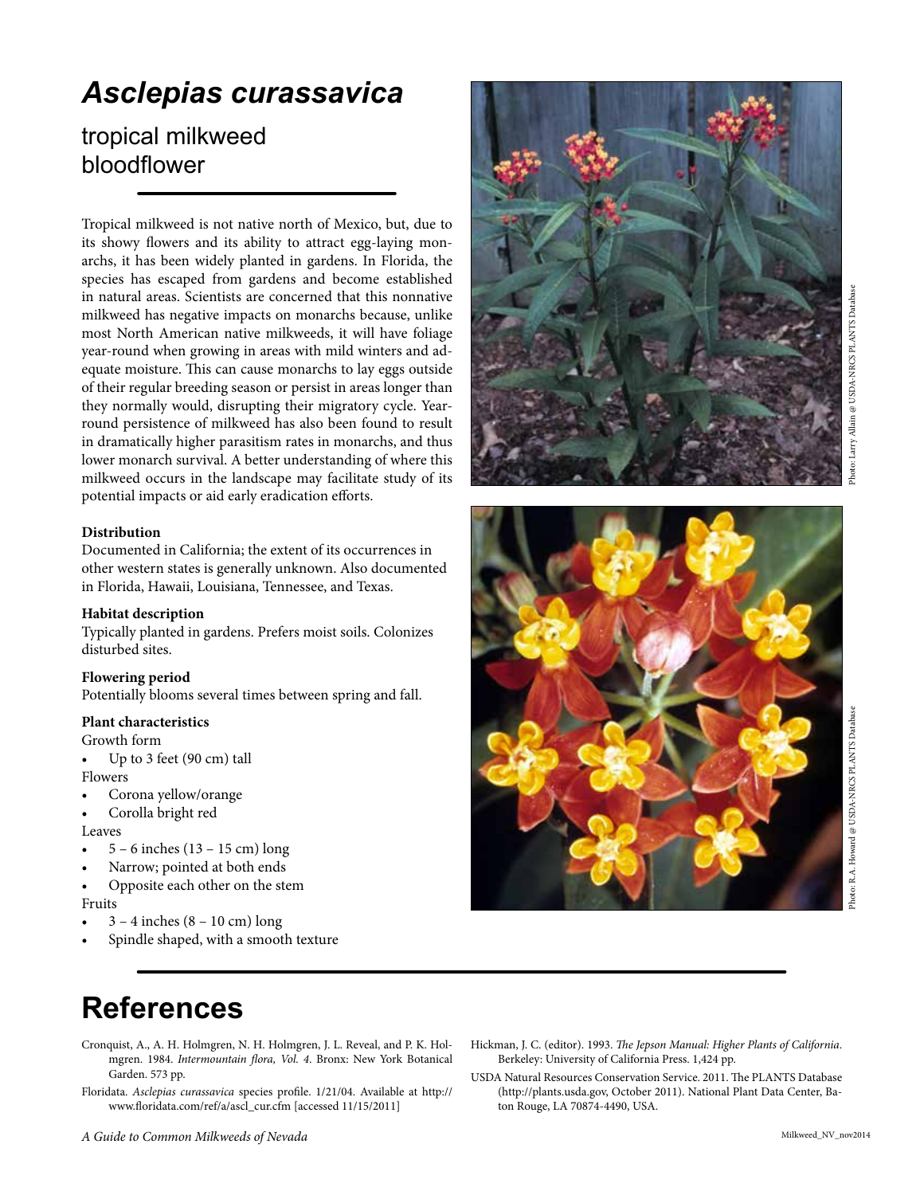# *Asclepias curassavica*

## tropical milkweed bloodflower

Tropical milkweed is not native north of Mexico, but, due to its showy flowers and its ability to attract egg-laying monarchs, it has been widely planted in gardens. In Florida, the species has escaped from gardens and become established in natural areas. Scientists are concerned that this nonnative milkweed has negative impacts on monarchs because, unlike most North American native milkweeds, it will have foliage year-round when growing in areas with mild winters and adequate moisture. This can cause monarchs to lay eggs outside of their regular breeding season or persist in areas longer than they normally would, disrupting their migratory cycle. Year-round persistence of milkweed has also been found to result in dramatically higher parasitism rates in monarchs, and thus lower monarch survival. A better understanding of where this milkweed occurs in the landscape may facilitate study of its potential impacts or aid early eradication efforts.

**Distribution**

Documented in California; the extent of its occurrences in other western states is generally unknown. Also documented in Florida, Hawaii, Louisiana, Tennessee, and Texas.

**Habitat description**

Typically planted in gardens. Prefers moist soils. Colonizes disturbed sites.

**Flowering period**

Potentially blooms several times between spring and fall.

**Plant characteristics**

Growth form
- Up to 3 feet (90 cm) tall

Flowers
- Corona yellow/orange
- Corolla bright red

Leaves
- 5 – 6 inches (13 – 15 cm) long
- Narrow; pointed at both ends
- Opposite each other on the stem

Fruits
- 3 – 4 inches (8 – 10 cm) long
- Spindle shaped, with a smooth texture

Photo: Larry Allain @ USDA-NRCS PLANTS Database

Photo: R.A. Howard @ USDA-NRCS PLANTS Database

# References

Cronquist, A., A. H. Holmgren, N. H. Holmgren, J. L. Reveal, and P. K. Holmgren. 1984. *Intermountain flora, Vol. 4*. Bronx: New York Botanical Garden. 573 pp.

Floridata. *Asclepias curassavica* species profile. 1/21/04. Available at http://www.floridata.com/ref/a/ascl_cur.cfm [accessed 11/15/2011]

Hickman, J. C. (editor). 1993. *The Jepson Manual: Higher Plants of California*. Berkeley: University of California Press. 1,424 pp.

USDA Natural Resources Conservation Service. 2011. The PLANTS Database (http://plants.usda.gov, October 2011). National Plant Data Center, Baton Rouge, LA 70874-4490, USA.